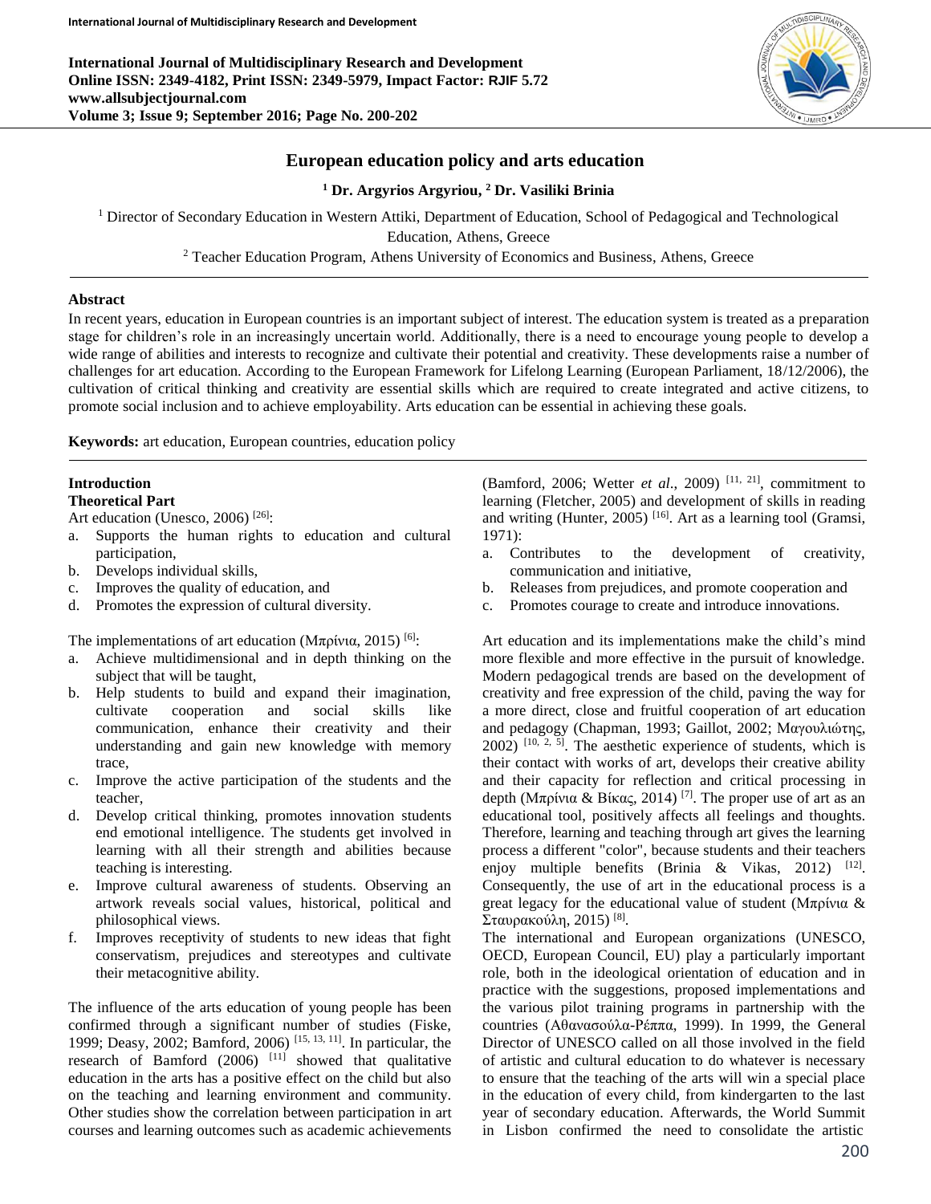# European education policy and arts education

**[1] Dr. Argyrios Argyriou, [2] Dr. Vasiliki Brinia**

[1] Director of Secondary Education in Western Attiki, Department of Education, School of Pedagogical and Technological Education, Athens, Greece

[2] Teacher Education Program, Athens University of Economics and Business, Athens, Greece

## Abstract

In recent years, education in European countries is an important subject of interest. The education system is treated as a preparation stage for children's role in an increasingly uncertain world. Additionally, there is a need to encourage young people to develop a wide range of abilities and interests to recognize and cultivate their potential and creativity. These developments raise a number of challenges for art education. According to the European Framework for Lifelong Learning (European Parliament, 18/12/2006), the cultivation of critical thinking and creativity are essential skills which are required to create integrated and active citizens, to promote social inclusion and to achieve employability. Arts education can be essential in achieving these goals.

**Keywords:** art education, European countries, education policy

## Introduction

### Theoretical Part

Art education (Unesco, 2006) [26]:

a. Supports the human rights to education and cultural participation,
b. Develops individual skills,
c. Improves the quality of education, and
d. Promotes the expression of cultural diversity.

The implementations of art education (Μπρίνια, 2015) [6]:

a. Achieve multidimensional and in depth thinking on the subject that will be taught,
b. Help students to build and expand their imagination, cultivate cooperation and social skills like communication, enhance their creativity and their understanding and gain new knowledge with memory trace,
c. Improve the active participation of the students and the teacher,
d. Develop critical thinking, promotes innovation students end emotional intelligence. The students get involved in learning with all their strength and abilities because teaching is interesting.
e. Improve cultural awareness of students. Observing an artwork reveals social values, historical, political and philosophical views.
f. Improves receptivity of students to new ideas that fight conservatism, prejudices and stereotypes and cultivate their metacognitive ability.

The influence of the arts education of young people has been confirmed through a significant number of studies (Fiske, 1999; Deasy, 2002; Bamford, 2006) [15, 13, 11]. In particular, the research of Bamford (2006) [11] showed that qualitative education in the arts has a positive effect on the child but also on the teaching and learning environment and community. Other studies show the correlation between participation in art courses and learning outcomes such as academic achievements (Bamford, 2006; Wetter *et al*., 2009) [11, 21], commitment to learning (Fletcher, 2005) and development of skills in reading and writing (Hunter, 2005) [16]. Art as a learning tool (Gramsi, 1971):

a. Contributes to the development of creativity, communication and initiative,
b. Releases from prejudices, and promote cooperation and
c. Promotes courage to create and introduce innovations.

Art education and its implementations make the child's mind more flexible and more effective in the pursuit of knowledge. Modern pedagogical trends are based on the development of creativity and free expression of the child, paving the way for a more direct, close and fruitful cooperation of art education and pedagogy (Chapman, 1993; Gaillot, 2002; Μαγουλιώτης, 2002) [10, 2, 5]. The aesthetic experience of students, which is their contact with works of art, develops their creative ability and their capacity for reflection and critical processing in depth (Μπρίνια & Βίκας, 2014) [7]. The proper use of art as an educational tool, positively affects all feelings and thoughts. Therefore, learning and teaching through art gives the learning process a different "color", because students and their teachers enjoy multiple benefits (Brinia & Vikas, 2012) [12]. Consequently, the use of art in the educational process is a great legacy for the educational value of student (Μπρίνια & Σταυρακούλη, 2015) [8].

The international and European organizations (UNESCO, OECD, European Council, EU) play a particularly important role, both in the ideological orientation of education and in practice with the suggestions, proposed implementations and the various pilot training programs in partnership with the countries (Αθανασούλα-Ρέππα, 1999). In 1999, the General Director of UNESCO called on all those involved in the field of artistic and cultural education to do whatever is necessary to ensure that the teaching of the arts will win a special place in the education of every child, from kindergarten to the last year of secondary education. Afterwards, the World Summit in Lisbon confirmed the need to consolidate the artistic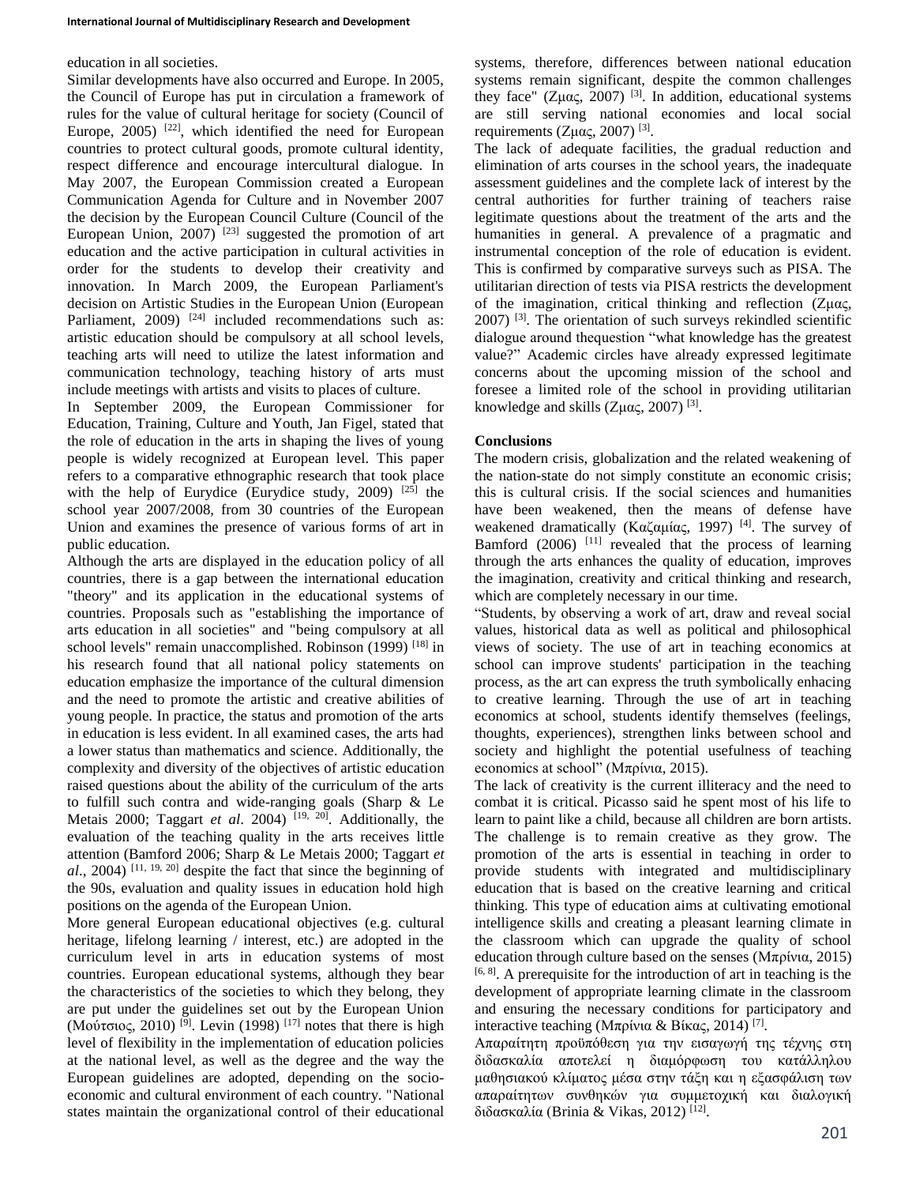education in all societies.

Similar developments have also occurred and Europe. In 2005, the Council of Europe has put in circulation a framework of rules for the value of cultural heritage for society (Council of Europe, 2005) [22], which identified the need for European countries to protect cultural goods, promote cultural identity, respect difference and encourage intercultural dialogue. In May 2007, the European Commission created a European Communication Agenda for Culture and in November 2007 the decision by the European Council Culture (Council of the European Union, 2007) [23] suggested the promotion of art education and the active participation in cultural activities in order for the students to develop their creativity and innovation. In March 2009, the European Parliament's decision on Artistic Studies in the European Union (European Parliament, 2009) [24] included recommendations such as: artistic education should be compulsory at all school levels, teaching arts will need to utilize the latest information and communication technology, teaching history of arts must include meetings with artists and visits to places of culture.

In September 2009, the European Commissioner for Education, Training, Culture and Youth, Jan Figel, stated that the role of education in the arts in shaping the lives of young people is widely recognized at European level. This paper refers to a comparative ethnographic research that took place with the help of Eurydice (Eurydice study, 2009) [25] the school year 2007/2008, from 30 countries of the European Union and examines the presence of various forms of art in public education.

Although the arts are displayed in the education policy of all countries, there is a gap between the international education "theory" and its application in the educational systems of countries. Proposals such as "establishing the importance of arts education in all societies" and "being compulsory at all school levels" remain unaccomplished. Robinson (1999) [18] in his research found that all national policy statements on education emphasize the importance of the cultural dimension and the need to promote the artistic and creative abilities of young people. In practice, the status and promotion of the arts in education is less evident. In all examined cases, the arts had a lower status than mathematics and science. Additionally, the complexity and diversity of the objectives of artistic education raised questions about the ability of the curriculum of the arts to fulfill such contra and wide-ranging goals (Sharp & Le Metais 2000; Taggart *et al*. 2004) [19, 20]. Additionally, the evaluation of the teaching quality in the arts receives little attention (Bamford 2006; Sharp & Le Metais 2000; Taggart *et al*., 2004) [11, 19, 20] despite the fact that since the beginning of the 90s, evaluation and quality issues in education hold high positions on the agenda of the European Union.

More general European educational objectives (e.g. cultural heritage, lifelong learning / interest, etc.) are adopted in the curriculum level in arts in education systems of most countries. European educational systems, although they bear the characteristics of the societies to which they belong, they are put under the guidelines set out by the European Union (Μούτσιος, 2010) [9]. Levin (1998) [17] notes that there is high level of flexibility in the implementation of education policies at the national level, as well as the degree and the way the European guidelines are adopted, depending on the socio-economic and cultural environment of each country. "National states maintain the organizational control of their educational systems, therefore, differences between national education systems remain significant, despite the common challenges they face" (Ζμας, 2007) [3]. In addition, educational systems are still serving national economies and local social requirements (Ζμας, 2007) [3].

The lack of adequate facilities, the gradual reduction and elimination of arts courses in the school years, the inadequate assessment guidelines and the complete lack of interest by the central authorities for further training of teachers raise legitimate questions about the treatment of the arts and the humanities in general. A prevalence of a pragmatic and instrumental conception of the role of education is evident. This is confirmed by comparative surveys such as PISA. The utilitarian direction of tests via PISA restricts the development of the imagination, critical thinking and reflection (Ζμας, 2007) [3]. The orientation of such surveys rekindled scientific dialogue around thequestion "what knowledge has the greatest value?" Academic circles have already expressed legitimate concerns about the upcoming mission of the school and foresee a limited role of the school in providing utilitarian knowledge and skills (Ζμας, 2007) [3].

## Conclusions

The modern crisis, globalization and the related weakening of the nation-state do not simply constitute an economic crisis; this is cultural crisis. If the social sciences and humanities have been weakened, then the means of defense have weakened dramatically (Καζαμίας, 1997) [4]. The survey of Bamford (2006) [11] revealed that the process of learning through the arts enhances the quality of education, improves the imagination, creativity and critical thinking and research, which are completely necessary in our time.

"Students, by observing a work of art, draw and reveal social values, historical data as well as political and philosophical views of society. The use of art in teaching economics at school can improve students' participation in the teaching process, as the art can express the truth symbolically enhacing to creative learning. Through the use of art in teaching economics at school, students identify themselves (feelings, thoughts, experiences), strengthen links between school and society and highlight the potential usefulness of teaching economics at school" (Μπρίνια, 2015).

The lack of creativity is the current illiteracy and the need to combat it is critical. Picasso said he spent most of his life to learn to paint like a child, because all children are born artists. The challenge is to remain creative as they grow. The promotion of the arts is essential in teaching in order to provide students with integrated and multidisciplinary education that is based on the creative learning and critical thinking. This type of education aims at cultivating emotional intelligence skills and creating a pleasant learning climate in the classroom which can upgrade the quality of school education through culture based on the senses (Μπρίνια, 2015) [6, 8]. A prerequisite for the introduction of art in teaching is the development of appropriate learning climate in the classroom and ensuring the necessary conditions for participatory and interactive teaching (Μπρίνια & Βίκας, 2014) [7].

Απαραίτητη προϋπόθεση για την εισαγωγή της τέχνης στη διδασκαλία αποτελεί η διαμόρφωση του κατάλληλου μαθησιακού κλίματος μέσα στην τάξη και η εξασφάλιση των απαραίτητων συνθηκών για συμμετοχική και διαλογική διδασκαλία (Brinia & Vikas, 2012) [12].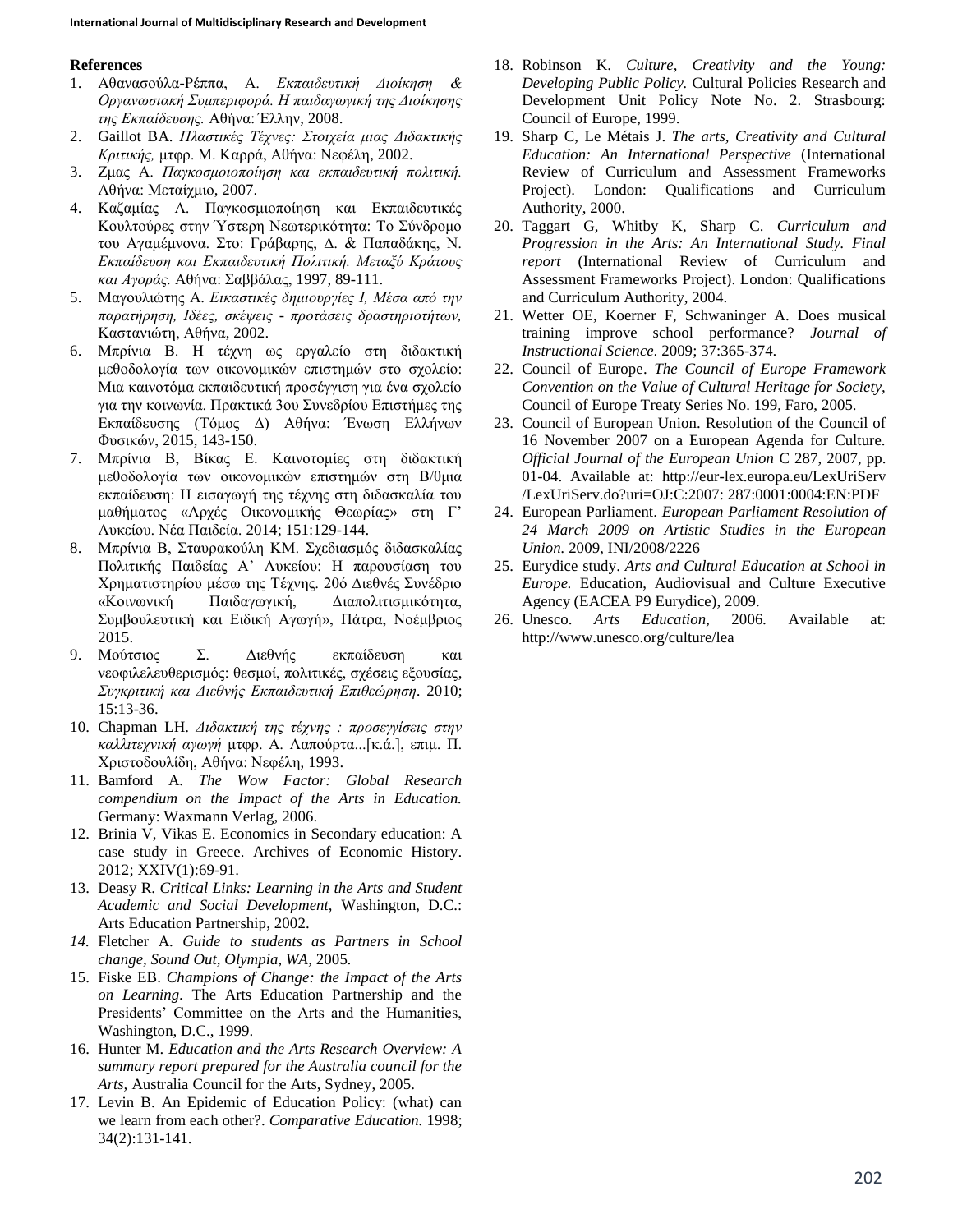## References

1. Αθανασούλα-Ρέππα, Α. *Εκπαιδευτική Διοίκηση & Οργανωσιακή Συμπεριφορά. Η παιδαγωγική της Διοίκησης της Εκπαίδευσης.* Αθήνα: Έλλην, 2008.
2. Gaillot BA. *Πλαστικές Τέχνες: Στοιχεία μιας Διδακτικής Κριτικής,* μτφρ. Μ. Καρρά, Αθήνα: Νεφέλη, 2002.
3. Ζμας Α. *Παγκοσμιοποίηση και εκπαιδευτική πολιτική.* Αθήνα: Μεταίχμιο, 2007.
4. Καζαμίας Α. Παγκοσμιοποίηση και Εκπαιδευτικές Κουλτούρες στην Ύστερη Νεωτερικότητα: Το Σύνδρομο του Αγαμέμνονα. Στο: Γράβαρης, Δ. & Παπαδάκης, Ν. *Εκπαίδευση και Εκπαιδευτική Πολιτική. Μεταξύ Κράτους και Αγοράς.* Αθήνα: Σαββάλας, 1997, 89-111.
5. Μαγουλιώτης Α. *Εικαστικές δημιουργίες Ι, Μέσα από την παρατήρηση, Ιδέες, σκέψεις - προτάσεις δραστηριοτήτων,* Καστανιώτη, Αθήνα, 2002.
6. Μπρίνια Β. Η τέχνη ως εργαλείο στη διδακτική μεθοδολογία των οικονομικών επιστημών στο σχολείο: Μια καινοτόμα εκπαιδευτική προσέγγιση για ένα σχολείο για την κοινωνία. Πρακτικά 3ου Συνεδρίου Επιστήμες της Εκπαίδευσης (Τόμος Δ) Αθήνα: Ένωση Ελλήνων Φυσικών, 2015, 143-150.
7. Μπρίνια Β, Βίκας Ε. Καινοτομίες στη διδακτική μεθοδολογία των οικονομικών επιστημών στη Β/θμια εκπαίδευση: Η εισαγωγή της τέχνης στη διδασκαλία του μαθήματος «Αρχές Οικονομικής Θεωρίας» στη Γ' Λυκείου. Νέα Παιδεία. 2014; 151:129-144.
8. Μπρίνια Β, Σταυρακούλη ΚΜ. Σχεδιασμός διδασκαλίας Πολιτικής Παιδείας Α' Λυκείου: Η παρουσίαση του Χρηματιστηρίου μέσω της Τέχνης. 20ό Διεθνές Συνέδριο «Κοινωνική Παιδαγωγική, Διαπολιτισμικότητα, Συμβουλευτική και Ειδική Αγωγή», Πάτρα, Νοέμβριος 2015.
9. Μούτσιος Σ. Διεθνής εκπαίδευση και νεοφιλελευθερισμός: θεσμοί, πολιτικές, σχέσεις εξουσίας, *Συγκριτική και Διεθνής Εκπαιδευτική Επιθεώρηση*. 2010; 15:13-36.
10. Chapman LH. *Διδακτική της τέχνης : προσεγγίσεις στην καλλιτεχνική αγωγή* μτφρ. Α. Λαπούρτα...[κ.ά.], επιμ. Π. Χριστοδουλίδη, Αθήνα: Νεφέλη, 1993.
11. Bamford A. *The Wow Factor: Global Research compendium on the Impact of the Arts in Education.* Germany: Waxmann Verlag, 2006.
12. Brinia V, Vikas E. Economics in Secondary education: A case study in Greece. Archives of Economic History. 2012; XXIV(1):69-91.
13. Deasy R. *Critical Links: Learning in the Arts and Student Academic and Social Development*, Washington, D.C.: Arts Education Partnership, 2002.
14. Fletcher A. *Guide to students as Partners in School change, Sound Out, Olympia, WA,* 2005.
15. Fiske EB. *Champions of Change: the Impact of the Arts on Learning*. The Arts Education Partnership and the Presidents' Committee on the Arts and the Humanities, Washington, D.C., 1999.
16. Hunter M. *Education and the Arts Research Overview: A summary report prepared for the Australia council for the Arts,* Australia Council for the Arts, Sydney, 2005.
17. Levin B. An Epidemic of Education Policy: (what) can we learn from each other?. *Comparative Education.* 1998; 34(2):131-141.
18. Robinson K. *Culture, Creativity and the Young: Developing Public Policy.* Cultural Policies Research and Development Unit Policy Note No. 2. Strasbourg: Council of Europe, 1999.
19. Sharp C, Le Métais J. *The arts, Creativity and Cultural Education: An International Perspective* (International Review of Curriculum and Assessment Frameworks Project). London: Qualifications and Curriculum Authority, 2000.
20. Taggart G, Whitby K, Sharp C. *Curriculum and Progression in the Arts: An International Study. Final report* (International Review of Curriculum and Assessment Frameworks Project). London: Qualifications and Curriculum Authority, 2004.
21. Wetter OE, Koerner F, Schwaninger A. Does musical training improve school performance? *Journal of Instructional Science*. 2009; 37:365-374.
22. Council of Europe. *The Council of Europe Framework Convention on the Value of Cultural Heritage for Society,* Council of Europe Treaty Series No. 199, Faro, 2005.
23. Council of European Union. Resolution of the Council of 16 November 2007 on a European Agenda for Culture. *Official Journal of the European Union* C 287, 2007, pp. 01-04. Available at: http://eur-lex.europa.eu/LexUriServ/LexUriServ.do?uri=OJ:C:2007: 287:0001:0004:EN:PDF
24. European Parliament. *European Parliament Resolution of 24 March 2009 on Artistic Studies in the European Union.* 2009, INI/2008/2226
25. Eurydice study. *Arts and Cultural Education at School in Europe.* Education, Audiovisual and Culture Executive Agency (EACEA P9 Eurydice), 2009.
26. Unesco. *Arts Education,* 2006. Available at: http://www.unesco.org/culture/lea